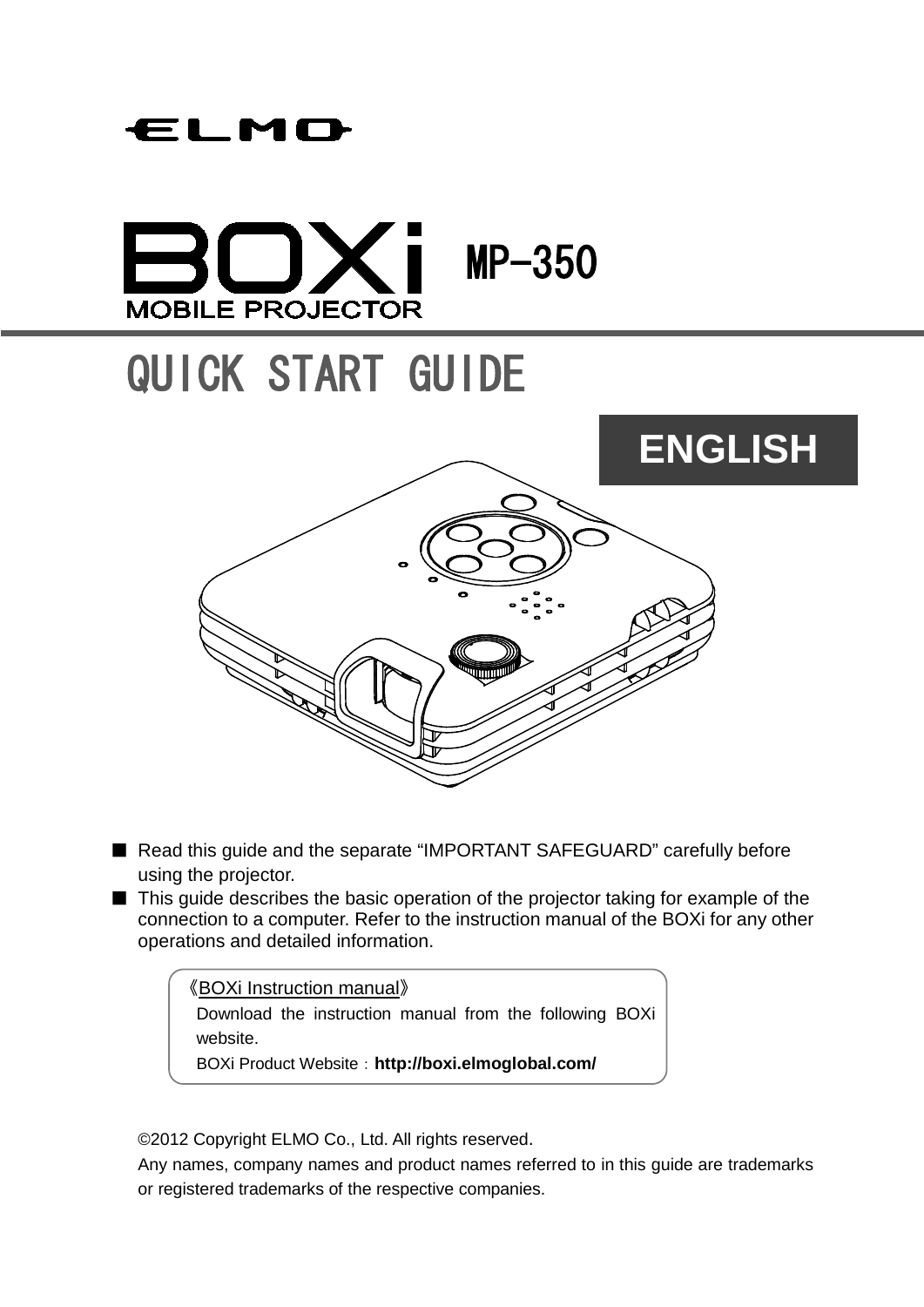ELMO

# BOXi MOBILE PROJECTOR MP-350

# QUICK START GUIDE

ENGLISH

■ Read this guide and the separate “IMPORTANT SAFEGUARD” carefully before using the projector.

■ This guide describes the basic operation of the projector taking for example of the connection to a computer. Refer to the instruction manual of the BOXi for any other operations and detailed information.

《BOXi Instruction manual》

Download the instruction manual from the following BOXi website.

BOXi Product Website：**http://boxi.elmoglobal.com/**

©2012 Copyright ELMO Co., Ltd. All rights reserved.

Any names, company names and product names referred to in this guide are trademarks or registered trademarks of the respective companies.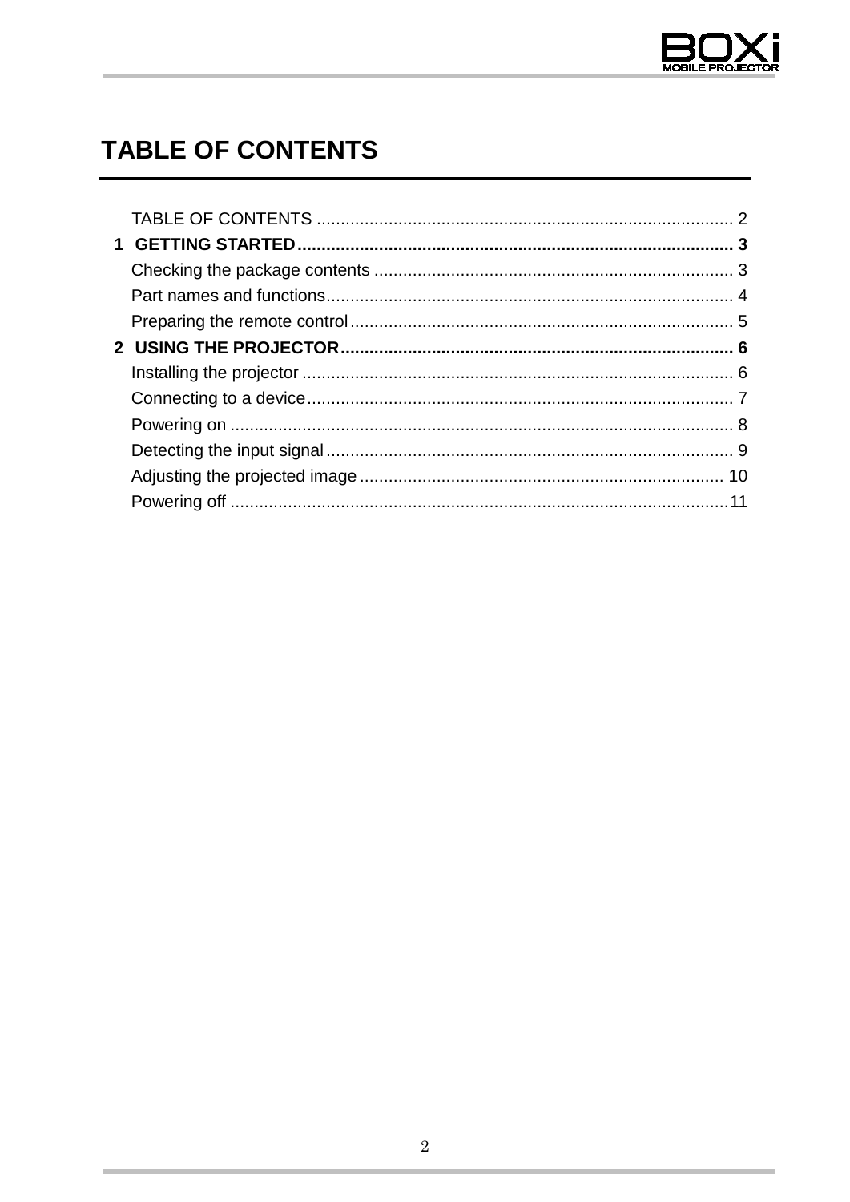# TABLE OF CONTENTS

TABLE OF CONTENTS ........................................................................................ 2

**1 GETTING STARTED ........................................................................................ 3**

Checking the package contents .......................................................................... 3

Part names and functions .................................................................................... 4

Preparing the remote control ............................................................................... 5

**2 USING THE PROJECTOR ................................................................................. 6**

Installing the projector ......................................................................................... 6

Connecting to a device ........................................................................................ 7

Powering on ........................................................................................................ 8

Detecting the input signal .................................................................................... 9

Adjusting the projected image ........................................................................... 10

Powering off ...................................................................................................... 11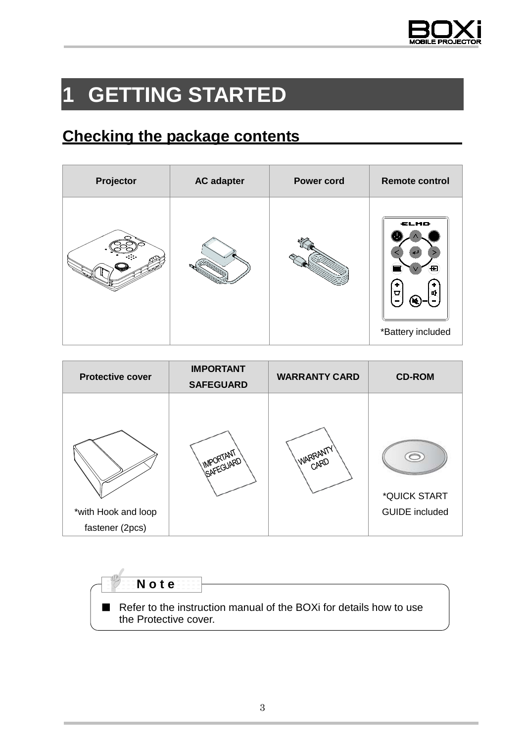# 1 GETTING STARTED

## Checking the package contents

| Projector | AC adapter | Power cord | Remote control |
|---|---|---|---|
| | | | *Battery included |

| Protective cover | IMPORTANT SAFEGUARD | WARRANTY CARD | CD-ROM |
|---|---|---|---|
| *with Hook and loop fastener (2pcs) | | | *QUICK START GUIDE included |

**Note**

- Refer to the instruction manual of the BOXi for details how to use the Protective cover.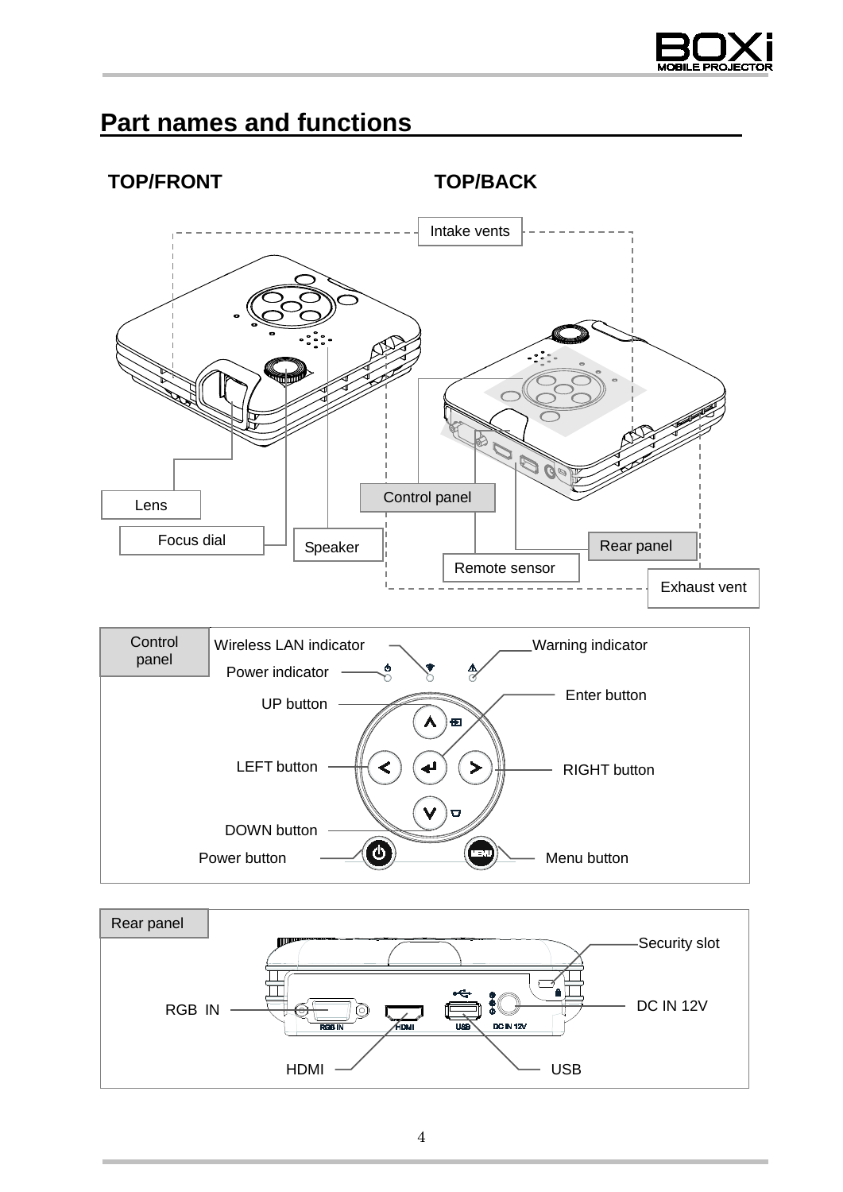# Part names and functions

**TOP/FRONT** **TOP/BACK**

Intake vents

Lens

Focus dial

Speaker

Control panel

Remote sensor

Rear panel

Exhaust vent

**Control panel**

Wireless LAN indicator

Warning indicator

Power indicator

UP button

Enter button

LEFT button

RIGHT button

DOWN button

Power button

Menu button

**Rear panel**

Security slot

RGB IN

DC IN 12V

HDMI

USB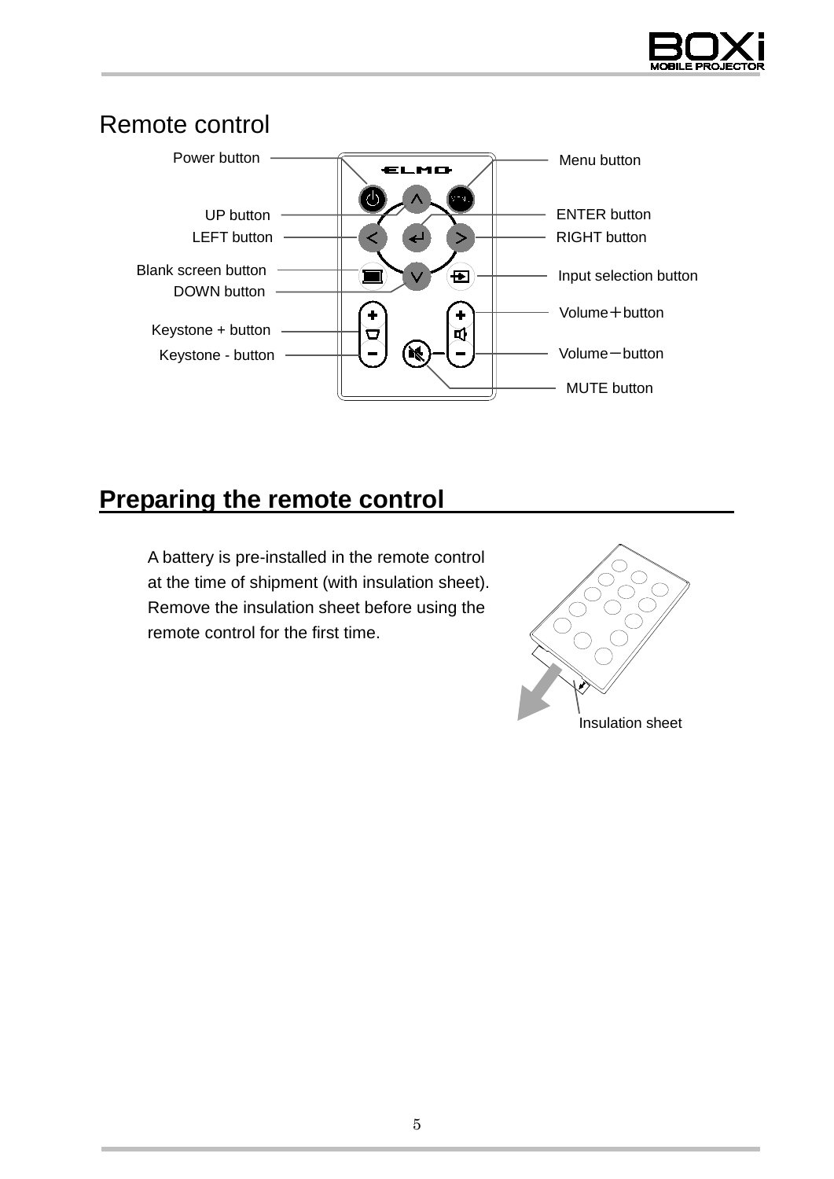## Remote control

Power button

Menu button

UP button

ENTER button

LEFT button

RIGHT button

Blank screen button

Input selection button

DOWN button

Volume＋button

Keystone + button

Keystone - button

Volume－button

MUTE button

## Preparing the remote control

A battery is pre-installed in the remote control at the time of shipment (with insulation sheet). Remove the insulation sheet before using the remote control for the first time.

Insulation sheet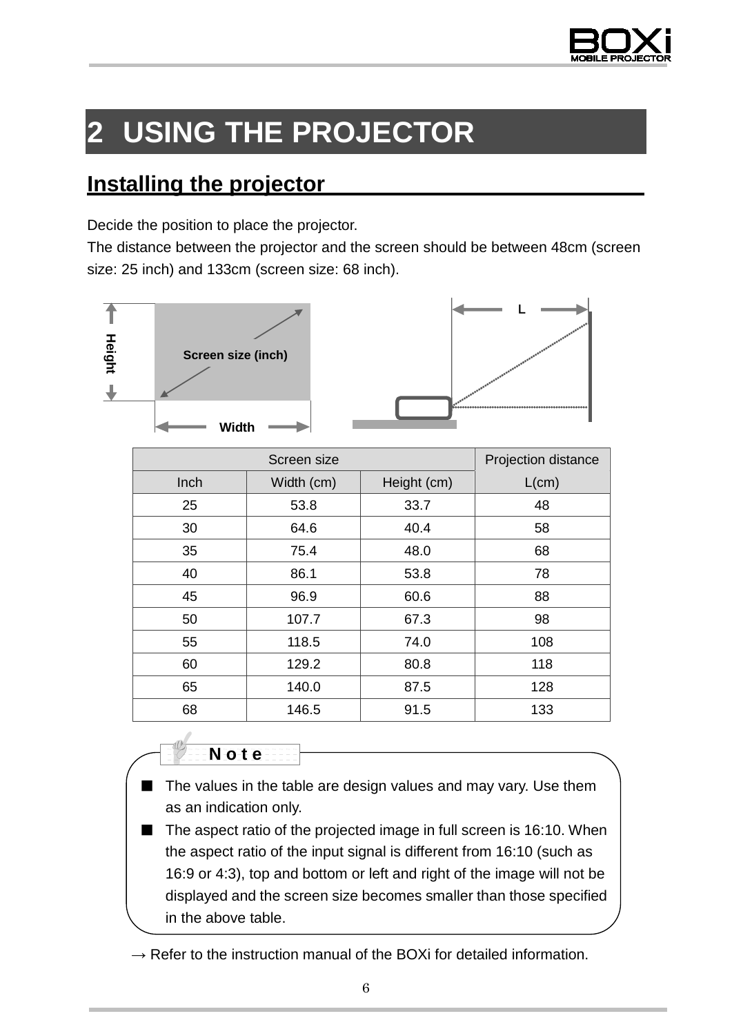# 2 USING THE PROJECTOR

## Installing the projector

Decide the position to place the projector.
The distance between the projector and the screen should be between 48cm (screen size: 25 inch) and 133cm (screen size: 68 inch).

| Screen size | | | Projection distance |
|---|---|---|---|
| Inch | Width (cm) | Height (cm) | L(cm) |
| 25 | 53.8 | 33.7 | 48 |
| 30 | 64.6 | 40.4 | 58 |
| 35 | 75.4 | 48.0 | 68 |
| 40 | 86.1 | 53.8 | 78 |
| 45 | 96.9 | 60.6 | 88 |
| 50 | 107.7 | 67.3 | 98 |
| 55 | 118.5 | 74.0 | 108 |
| 60 | 129.2 | 80.8 | 118 |
| 65 | 140.0 | 87.5 | 128 |
| 68 | 146.5 | 91.5 | 133 |

**Note**

- The values in the table are design values and may vary. Use them as an indication only.
- The aspect ratio of the projected image in full screen is 16:10. When the aspect ratio of the input signal is different from 16:10 (such as 16:9 or 4:3), top and bottom or left and right of the image will not be displayed and the screen size becomes smaller than those specified in the above table.

→ Refer to the instruction manual of the BOXi for detailed information.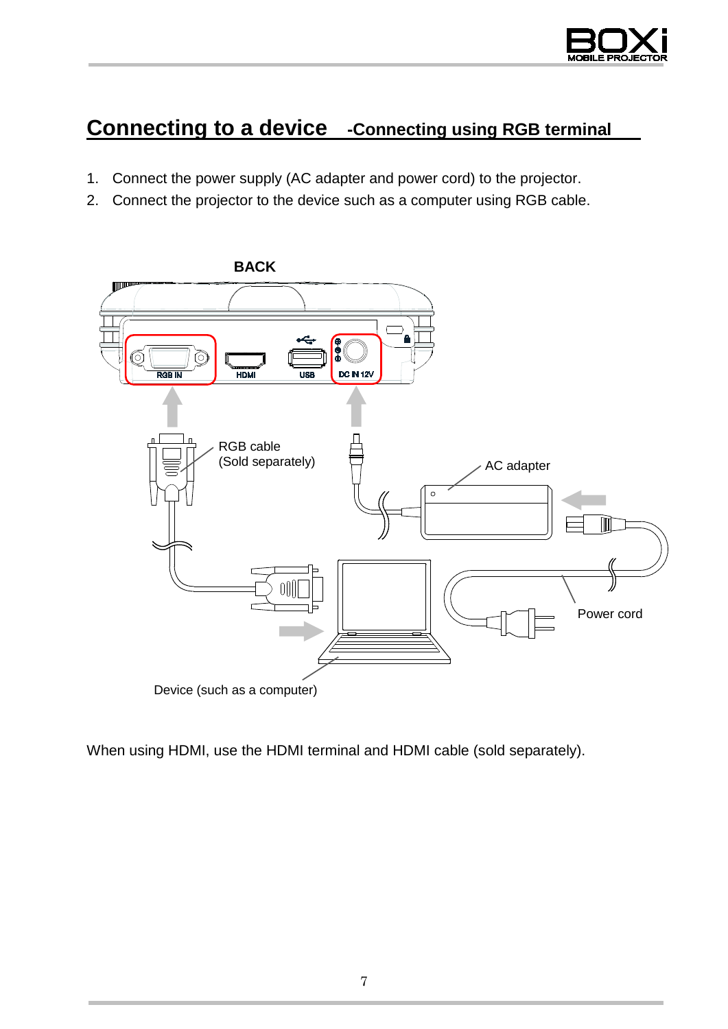## Connecting to a device -Connecting using RGB terminal

1. Connect the power supply (AC adapter and power cord) to the projector.
2. Connect the projector to the device such as a computer using RGB cable.

When using HDMI, use the HDMI terminal and HDMI cable (sold separately).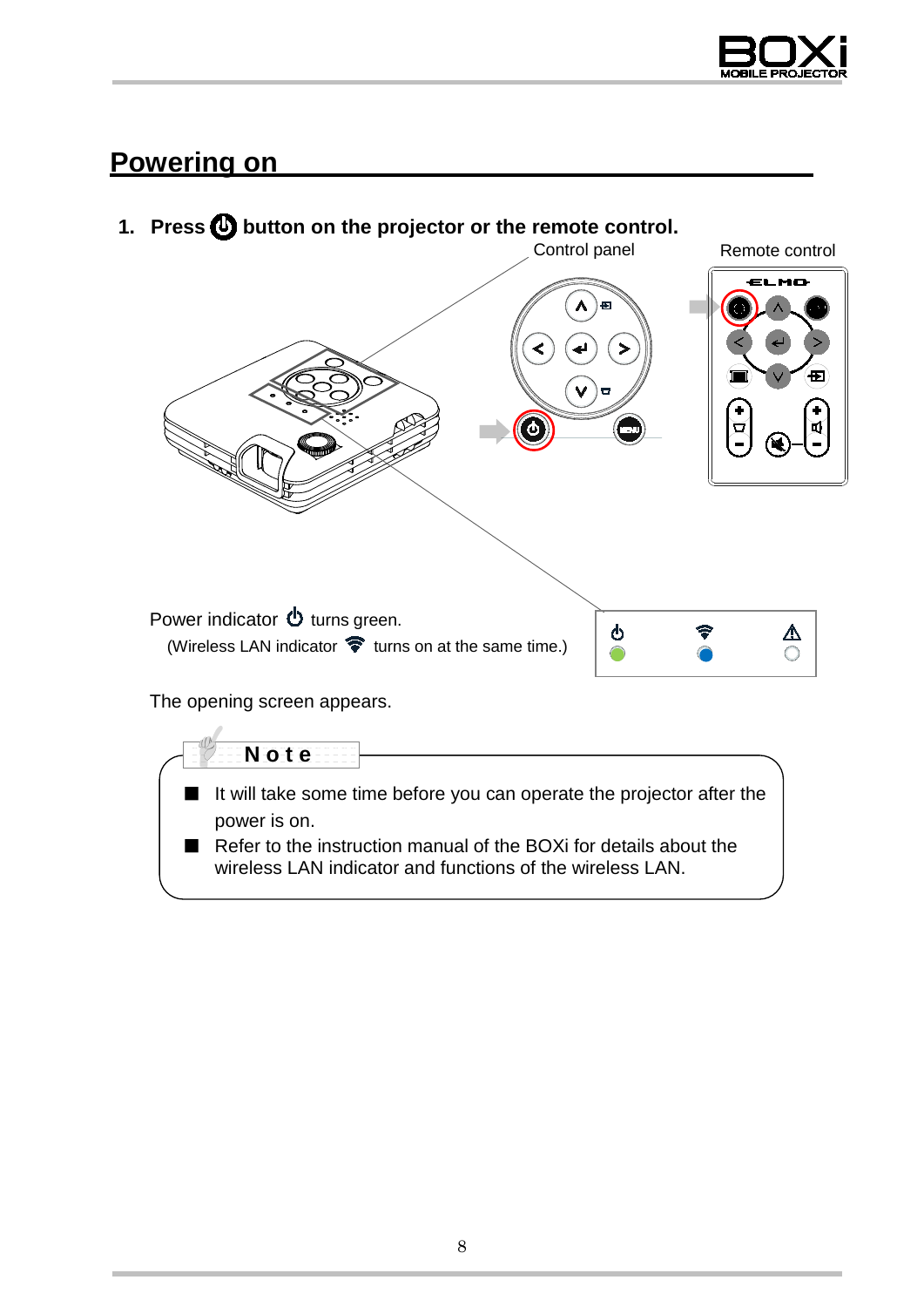## Powering on

1. **Press ⏻ button on the projector or the remote control.**

Control panel

Remote control

Power indicator ⏻ turns green.

(Wireless LAN indicator turns on at the same time.)

The opening screen appears.

**Note**

- It will take some time before you can operate the projector after the power is on.
- Refer to the instruction manual of the BOXi for details about the wireless LAN indicator and functions of the wireless LAN.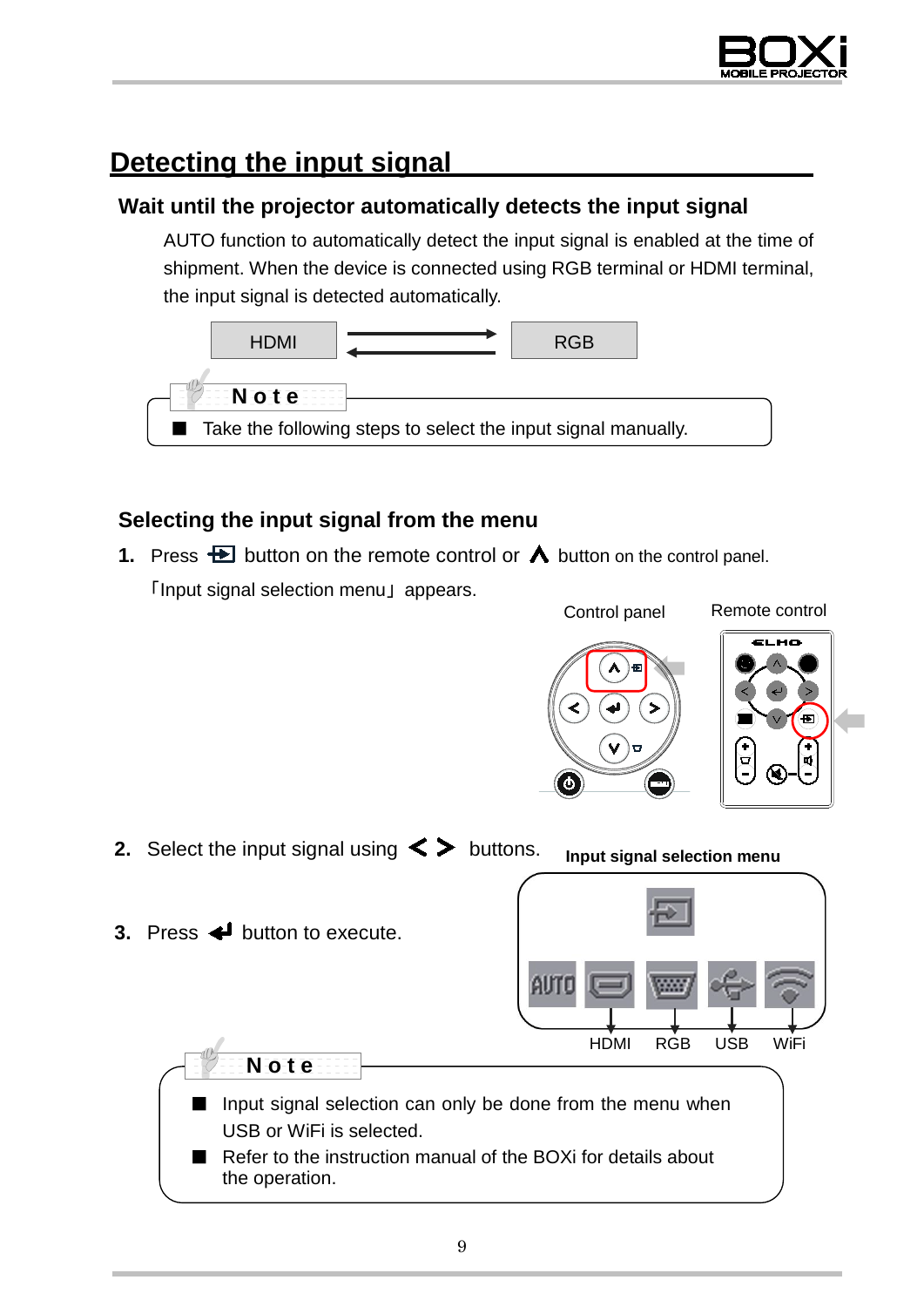## Detecting the input signal

### Wait until the projector automatically detects the input signal

AUTO function to automatically detect the input signal is enabled at the time of shipment. When the device is connected using RGB terminal or HDMI terminal, the input signal is detected automatically.

HDMI ⇄ RGB

**Note**

- Take the following steps to select the input signal manually.

### Selecting the input signal from the menu

**1.** Press button on the remote control or button on the control panel.

「Input signal selection menu」 appears.

Control panel　　Remote control

**2.** Select the input signal using < > buttons.

**3.** Press button to execute.

**Input signal selection menu**

AUTO　HDMI　RGB　USB　WiFi

**Note**

- Input signal selection can only be done from the menu when USB or WiFi is selected.
- Refer to the instruction manual of the BOXi for details about the operation.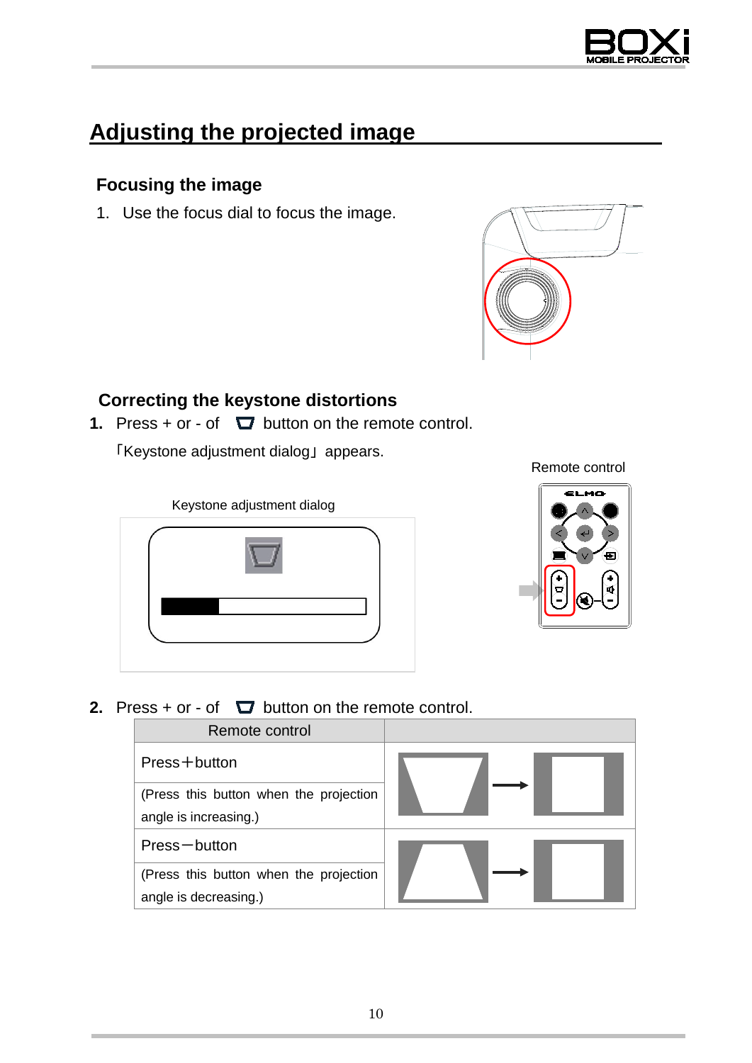# Adjusting the projected image

## Focusing the image

1. Use the focus dial to focus the image.

## Correcting the keystone distortions

**1.** Press + or - of button on the remote control.

「Keystone adjustment dialog」 appears.

Remote control

Keystone adjustment dialog

**2.** Press + or - of button on the remote control.

| Remote control | |
|---|---|
| Press＋button | |
| (Press this button when the projection angle is increasing.) | |
| Press－button | |
| (Press this button when the projection angle is decreasing.) | |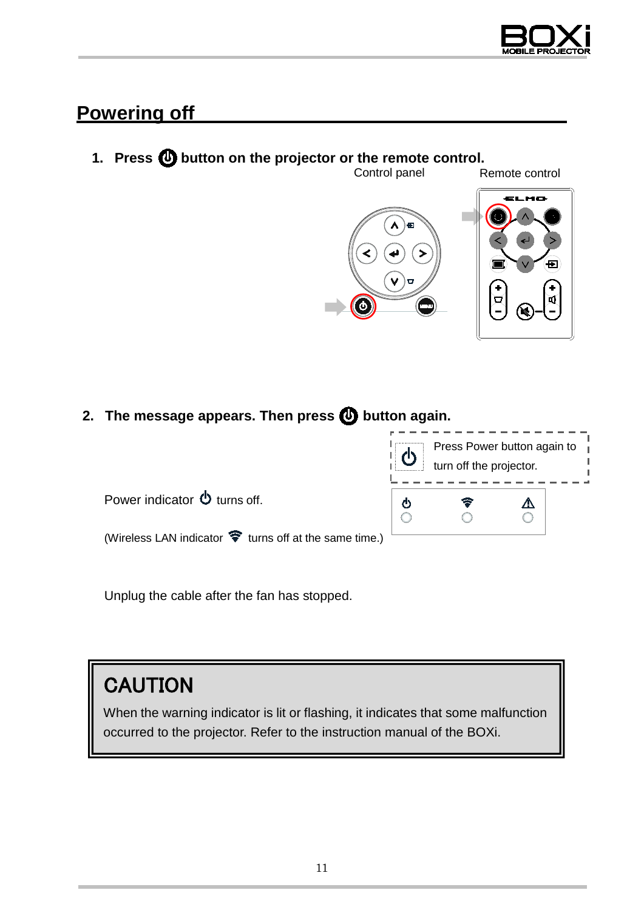## Powering off

1. **Press ⏻ button on the projector or the remote control.**

Control panel　　Remote control

2. **The message appears. Then press ⏻ button again.**

Press Power button again to turn off the projector.

Power indicator ⏻ turns off.

(Wireless LAN indicator turns off at the same time.)

Unplug the cable after the fan has stopped.

> **CAUTION**
>
> When the warning indicator is lit or flashing, it indicates that some malfunction occurred to the projector. Refer to the instruction manual of the BOXi.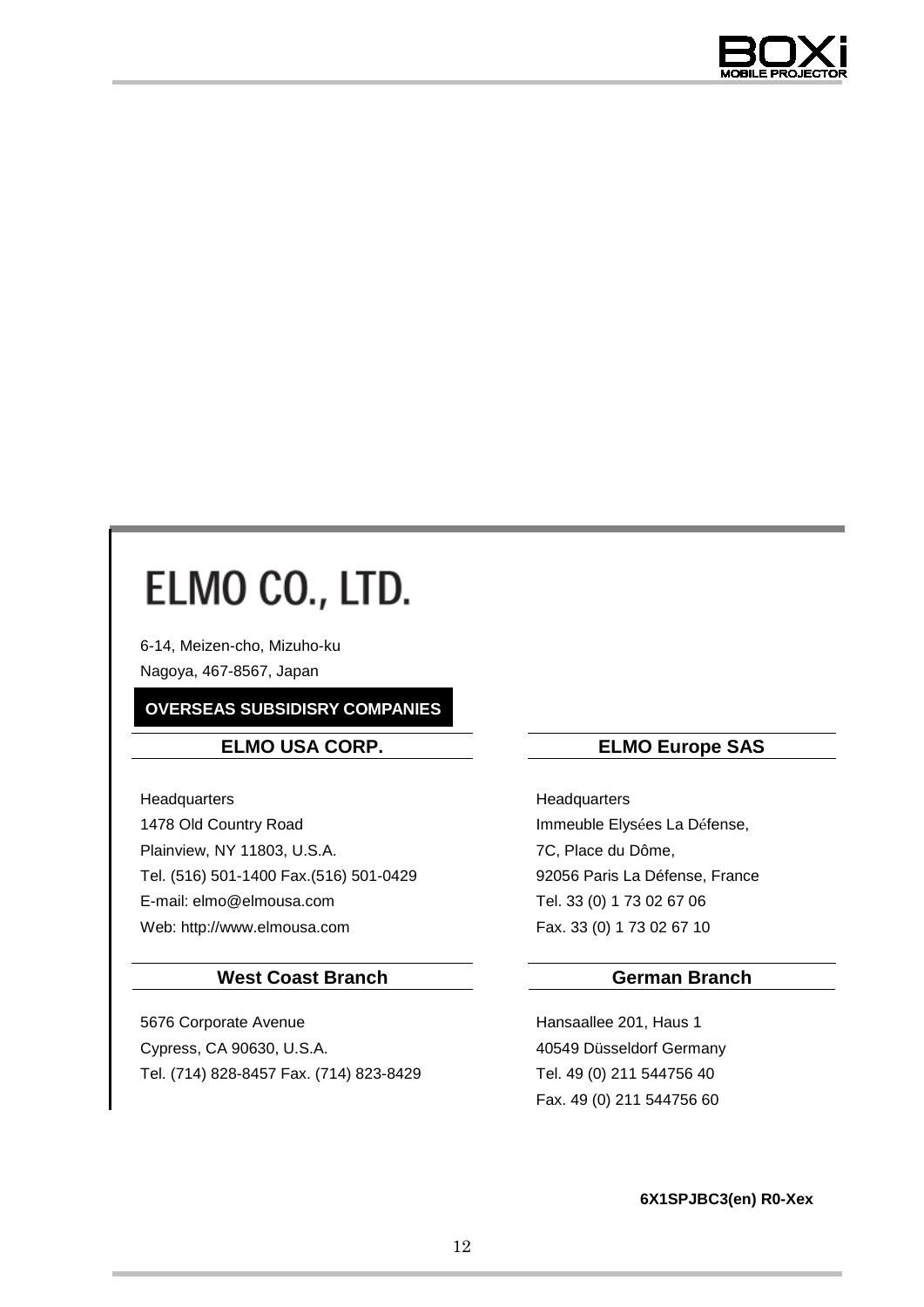# ELMO CO., LTD.

6-14, Meizen-cho, Mizuho-ku
Nagoya, 467-8567, Japan

**OVERSEAS SUBSIDISRY COMPANIES**

### ELMO USA CORP.

Headquarters
1478 Old Country Road
Plainview, NY 11803, U.S.A.
Tel. (516) 501-1400 Fax.(516) 501-0429
E-mail: elmo@elmousa.com
Web: http://www.elmousa.com

### West Coast Branch

5676 Corporate Avenue
Cypress, CA 90630, U.S.A.
Tel. (714) 828-8457 Fax. (714) 823-8429

### ELMO Europe SAS

Headquarters
Immeuble Elysées La Défense,
7C, Place du Dôme,
92056 Paris La Défense, France
Tel. 33 (0) 1 73 02 67 06
Fax. 33 (0) 1 73 02 67 10

### German Branch

Hansaallee 201, Haus 1
40549 Düsseldorf Germany
Tel. 49 (0) 211 544756 40
Fax. 49 (0) 211 544756 60

**6X1SPJBC3(en) R0-Xex**